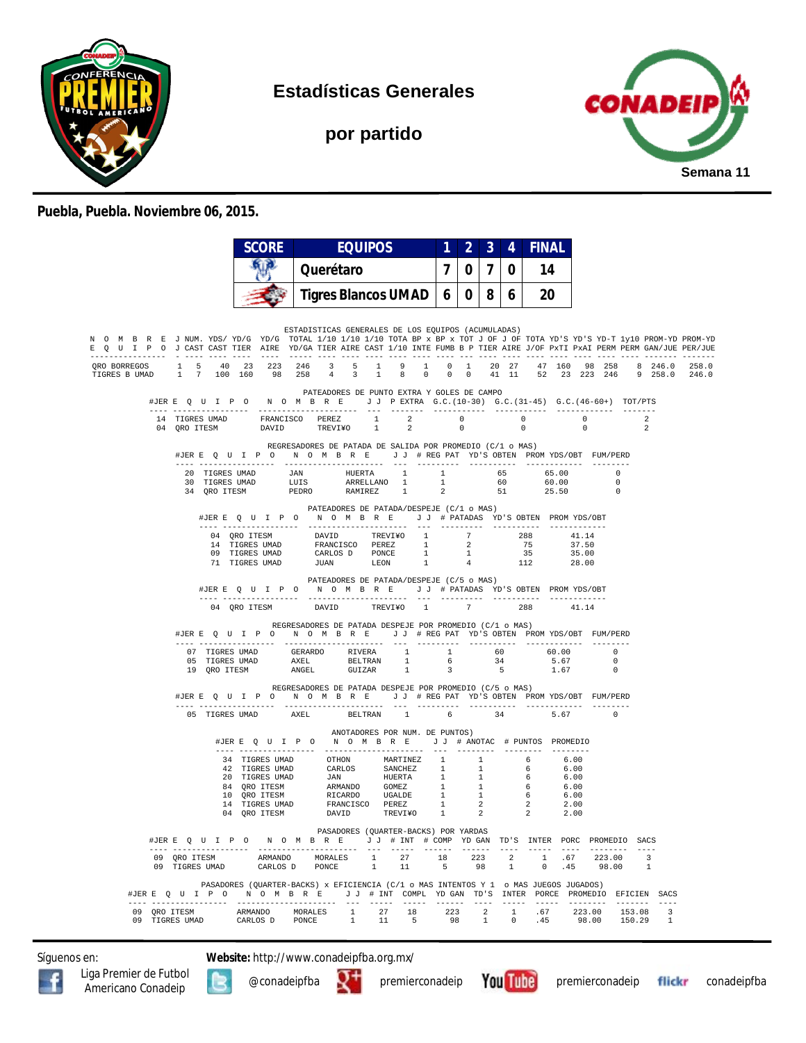# Estadísticas Generales

## por partido

Semana 11

**Puebla, Puebla. Noviembre 06, 2015.**

| SCORE | EQUIPOS | 1 | 2 | 3 | 4 | FINAL |
|---|---|---|---|---|---|---|
| | Querétaro | 7 | 0 | 7 | 0 | 14 |
| | Tigres Blancos UMAD | 6 | 0 | 8 | 6 | 20 |

### ESTADISTICAS GENERALES DE LOS EQUIPOS (ACUMULADAS)

| NOMBRE EQUIPO | J J | NUM. CAST | YDS/ CAST | YD/G TIER | YD/G AIRE | TOTAL YD/GA | 1/10 TIER | 1/10 AIRE | 1/10 CAST | TOTA 1/10 | BP x INTE | BP x FUMB | TOT B P | J OF TIER | J OF AIRE | TOTA J/OF | YD'S PxTI | YD'S PxAI | YD-T PERM | 1y10 PERM | PROM-YD GAN/JUE | PROM-YD PER/JUE |
|---|---|---|---|---|---|---|---|---|---|---|---|---|---|---|---|---|---|---|---|---|---|---|
| QRO BORREGOS | 1 | 5 | 40 | 23 | 223 | 246 | 3 | 5 | 1 | 9 | 1 | 0 | 1 | 20 | 27 | 47 | 160 | 98 | 258 | 8 | 246.0 | 258.0 |
| TIGRES B UMAD | 1 | 7 | 100 | 160 | 98 | 258 | 4 | 3 | 1 | 8 | 0 | 0 | 0 | 41 | 11 | 52 | 23 | 223 | 246 | 9 | 258.0 | 246.0 |

### PATEADORES DE PUNTO EXTRA Y GOLES DE CAMPO

| #JER | EQUIPO | NOMBRE | | J J | P EXTRA | G.C.(10-30) | G.C.(31-45) | G.C.(46-60+) | TOT/PTS |
|---|---|---|---|---|---|---|---|---|---|
| 14 | TIGRES UMAD | FRANCISCO | PEREZ | 1 | 2 | 0 | 0 | 0 | 2 |
| 04 | QRO ITESM | DAVID | TREVI¥O | 1 | 2 | 0 | 0 | 0 | 2 |

### REGRESADORES DE PATADA DE SALIDA POR PROMEDIO (C/1 o MAS)

| #JER | EQUIPO | NOMBRE | | J J | # REG PAT | YD'S OBTEN | PROM YDS/OBT | FUM/PERD |
|---|---|---|---|---|---|---|---|---|
| 20 | TIGRES UMAD | JAN | HUERTA | 1 | 1 | 65 | 65.00 | 0 |
| 30 | TIGRES UMAD | LUIS | ARRELLANO | 1 | 1 | 60 | 60.00 | 0 |
| 34 | QRO ITESM | PEDRO | RAMIREZ | 1 | 2 | 51 | 25.50 | 0 |

### PATEADORES DE PATADA/DESPEJE (C/1 o MAS)

| #JER | EQUIPO | NOMBRE | | J J | # PATADAS | YD'S OBTEN | PROM YDS/OBT |
|---|---|---|---|---|---|---|---|
| 04 | QRO ITESM | DAVID | TREVI¥O | 1 | 7 | 288 | 41.14 |
| 14 | TIGRES UMAD | FRANCISCO | PEREZ | 1 | 2 | 75 | 37.50 |
| 09 | TIGRES UMAD | CARLOS D | PONCE | 1 | 1 | 35 | 35.00 |
| 71 | TIGRES UMAD | JUAN | LEON | 1 | 4 | 112 | 28.00 |

### PATEADORES DE PATADA/DESPEJE (C/5 o MAS)

| #JER | EQUIPO | NOMBRE | | J J | # PATADAS | YD'S OBTEN | PROM YDS/OBT |
|---|---|---|---|---|---|---|---|
| 04 | QRO ITESM | DAVID | TREVI¥O | 1 | 7 | 288 | 41.14 |

### REGRESADORES DE PATADA DESPEJE POR PROMEDIO (C/1 o MAS)

| #JER | EQUIPO | NOMBRE | | J J | # REG PAT | YD'S OBTEN | PROM YDS/OBT | FUM/PERD |
|---|---|---|---|---|---|---|---|---|
| 07 | TIGRES UMAD | GERARDO | RIVERA | 1 | 1 | 60 | 60.00 | 0 |
| 05 | TIGRES UMAD | AXEL | BELTRAN | 1 | 6 | 34 | 5.67 | 0 |
| 19 | QRO ITESM | ANGEL | GUIZAR | 1 | 3 | 5 | 1.67 | 0 |

### REGRESADORES DE PATADA DESPEJE POR PROMEDIO (C/5 o MAS)

| #JER | EQUIPO | NOMBRE | | J J | # REG PAT | YD'S OBTEN | PROM YDS/OBT | FUM/PERD |
|---|---|---|---|---|---|---|---|---|
| 05 | TIGRES UMAD | AXEL | BELTRAN | 1 | 6 | 34 | 5.67 | 0 |

### ANOTADORES POR NUM. DE PUNTOS)

| #JER | EQUIPO | NOMBRE | | J J | # ANOTAC | # PUNTOS | PROMEDIO |
|---|---|---|---|---|---|---|---|
| 34 | TIGRES UMAD | OTHON | MARTINEZ | 1 | 1 | 6 | 6.00 |
| 42 | TIGRES UMAD | CARLOS | SANCHEZ | 1 | 1 | 6 | 6.00 |
| 20 | TIGRES UMAD | JAN | HUERTA | 1 | 1 | 6 | 6.00 |
| 84 | QRO ITESM | ARMANDO | GOMEZ | 1 | 1 | 6 | 6.00 |
| 10 | QRO ITESM | RICARDO | UGALDE | 1 | 1 | 6 | 6.00 |
| 14 | TIGRES UMAD | FRANCISCO | PEREZ | 1 | 2 | 2 | 2.00 |
| 04 | QRO ITESM | DAVID | TREVI¥O | 1 | 2 | 2 | 2.00 |

### PASADORES (QUARTER-BACKS) POR YARDAS

| #JER | EQUIPO | NOMBRE | | J J | # INT | # COMP | YD GAN | TD'S | INTER | PORC | PROMEDIO | SACS |
|---|---|---|---|---|---|---|---|---|---|---|---|---|
| 09 | QRO ITESM | ARMANDO | MORALES | 1 | 27 | 18 | 223 | 2 | 1 | .67 | 223.00 | 3 |
| 09 | TIGRES UMAD | CARLOS D | PONCE | 1 | 11 | 5 | 98 | 1 | 0 | .45 | 98.00 | 1 |

### PASADORES (QUARTER-BACKS) x EFICIENCIA (C/1 o MAS INTENTOS Y 1 o MAS JUEGOS JUGADOS)

| #JER | EQUIPO | NOMBRE | | J J | # INT | COMPL | YD GAN | TD'S | INTER | PORCE | PROMEDIO | EFICIEN | SACS |
|---|---|---|---|---|---|---|---|---|---|---|---|---|---|
| 09 | QRO ITESM | ARMANDO | MORALES | 1 | 27 | 18 | 223 | 2 | 1 | .67 | 223.00 | 153.08 | 3 |
| 09 | TIGRES UMAD | CARLOS D | PONCE | 1 | 11 | 5 | 98 | 1 | 0 | .45 | 98.00 | 150.29 | 1 |

Síguenos en: **Website:** http://www.conadeipfba.org.mx/

Liga Premier de Futbol Americano Conadeip · @conadeipfba · premierconadeip · premierconadeip · conadeipfba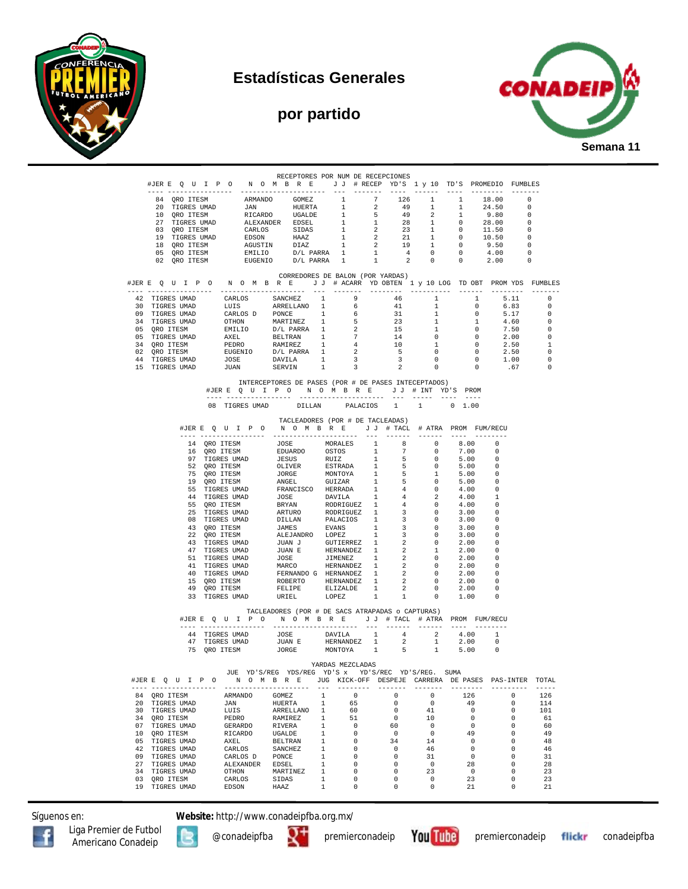# Estadísticas Generales

## por partido

Semana 11

### RECEPTORES POR NUM DE RECEPCIONES

| #JER | EQUIPO | NOMBRE | | J J | # RECEP | YD'S | 1 y 10 | TD'S | PROMEDIO | FUMBLES |
|---|---|---|---|---|---|---|---|---|---|---|
| 84 | QRO ITESM | ARMANDO | GOMEZ | 1 | 7 | 126 | 1 | 1 | 18.00 | 0 |
| 20 | TIGRES UMAD | JAN | HUERTA | 1 | 2 | 49 | 1 | 1 | 24.50 | 0 |
| 10 | QRO ITESM | RICARDO | UGALDE | 1 | 5 | 49 | 2 | 1 | 9.80 | 0 |
| 27 | TIGRES UMAD | ALEXANDER | EDSEL | 1 | 1 | 28 | 1 | 0 | 28.00 | 0 |
| 03 | QRO ITESM | CARLOS | SIDAS | 1 | 2 | 23 | 1 | 0 | 11.50 | 0 |
| 19 | TIGRES UMAD | EDSON | HAAZ | 1 | 2 | 21 | 1 | 0 | 10.50 | 0 |
| 18 | QRO ITESM | AGUSTIN | DIAZ | 1 | 2 | 19 | 1 | 0 | 9.50 | 0 |
| 05 | QRO ITESM | EMILIO | D/L PARRA | 1 | 1 | 4 | 0 | 0 | 4.00 | 0 |
| 02 | QRO ITESM | EUGENIO | D/L PARRA | 1 | 1 | 2 | 0 | 0 | 2.00 | 0 |

### CORREDORES DE BALON (POR YARDAS)

| #JER | EQUIPO | NOMBRE | | J J | # ACARR | YD OBTEN | 1 y 10 LOG | TD OBT | PROM YDS | FUMBLES |
|---|---|---|---|---|---|---|---|---|---|---|
| 42 | TIGRES UMAD | CARLOS | SANCHEZ | 1 | 9 | 46 | 1 | 1 | 5.11 | 0 |
| 30 | TIGRES UMAD | LUIS | ARRELLANO | 1 | 6 | 41 | 1 | 0 | 6.83 | 0 |
| 09 | TIGRES UMAD | CARLOS D | PONCE | 1 | 6 | 31 | 1 | 0 | 5.17 | 0 |
| 34 | TIGRES UMAD | OTHON | MARTINEZ | 1 | 5 | 23 | 1 | 1 | 4.60 | 0 |
| 05 | QRO ITESM | EMILIO | D/L PARRA | 1 | 2 | 15 | 1 | 0 | 7.50 | 0 |
| 05 | TIGRES UMAD | AXEL | BELTRAN | 1 | 7 | 14 | 0 | 0 | 2.00 | 0 |
| 34 | QRO ITESM | PEDRO | RAMIREZ | 1 | 4 | 10 | 1 | 0 | 2.50 | 1 |
| 02 | QRO ITESM | EUGENIO | D/L PARRA | 1 | 2 | 5 | 0 | 0 | 2.50 | 0 |
| 44 | TIGRES UMAD | JOSE | DAVILA | 1 | 3 | 3 | 0 | 0 | 1.00 | 0 |
| 15 | TIGRES UMAD | JUAN | SERVIN | 1 | 3 | 2 | 0 | 0 | .67 | 0 |

### INTERCEPTORES DE PASES (POR # DE PASES INTERCEPTADOS)

| #JER | EQUIPO | NOMBRE | | J J | # INT | YD'S | PROM |
|---|---|---|---|---|---|---|---|
| 08 | TIGRES UMAD | DILLAN | PALACIOS | 1 | 1 | 0 | 1.00 |

### TACLEADORES (POR # DE TACLEADAS)

| #JER | EQUIPO | NOMBRE | | J J | # TACL | # ATRA | PROM | FUM/RECU |
|---|---|---|---|---|---|---|---|---|
| 14 | QRO ITESM | JOSE | MORALES | 1 | 8 | 0 | 8.00 | 0 |
| 16 | QRO ITESM | EDUARDO | OSTOS | 1 | 7 | 0 | 7.00 | 0 |
| 97 | TIGRES UMAD | JESUS | RUIZ | 1 | 5 | 0 | 5.00 | 0 |
| 52 | QRO ITESM | OLIVER | ESTRADA | 1 | 5 | 0 | 5.00 | 0 |
| 75 | QRO ITESM | JORGE | MONTOYA | 1 | 5 | 1 | 5.00 | 0 |
| 19 | QRO ITESM | ANGEL | GUIZAR | 1 | 5 | 0 | 5.00 | 0 |
| 55 | TIGRES UMAD | FRANCISCO | HERRADA | 1 | 4 | 0 | 4.00 | 0 |
| 44 | TIGRES UMAD | JOSE | DAVILA | 1 | 4 | 2 | 4.00 | 1 |
| 55 | QRO ITESM | BRYAN | RODRIGUEZ | 1 | 4 | 0 | 4.00 | 0 |
| 25 | TIGRES UMAD | ARTURO | RODRIGUEZ | 1 | 3 | 0 | 3.00 | 0 |
| 08 | TIGRES UMAD | DILLAN | PALACIOS | 1 | 3 | 0 | 3.00 | 0 |
| 43 | QRO ITESM | JAMES | EVANS | 1 | 3 | 0 | 3.00 | 0 |
| 22 | QRO ITESM | ALEJANDRO | LOPEZ | 1 | 3 | 0 | 3.00 | 0 |
| 43 | TIGRES UMAD | JUAN J | GUTIERREZ | 1 | 2 | 0 | 2.00 | 0 |
| 47 | TIGRES UMAD | JUAN E | HERNANDEZ | 1 | 2 | 1 | 2.00 | 0 |
| 51 | TIGRES UMAD | JOSE | JIMENEZ | 1 | 2 | 0 | 2.00 | 0 |
| 41 | TIGRES UMAD | MARCO | HERNANDEZ | 1 | 2 | 0 | 2.00 | 0 |
| 40 | TIGRES UMAD | FERNANDO G | HERNANDEZ | 1 | 2 | 0 | 2.00 | 0 |
| 15 | QRO ITESM | ROBERTO | HERNANDEZ | 1 | 2 | 0 | 2.00 | 0 |
| 49 | QRO ITESM | FELIPE | ELIZALDE | 1 | 2 | 0 | 2.00 | 0 |
| 33 | TIGRES UMAD | URIEL | LOPEZ | 1 | 1 | 0 | 1.00 | 0 |

### TACLEADORES (POR # DE SACS ATRAPADAS o CAPTURAS)

| #JER | EQUIPO | NOMBRE | | J J | # TACL | # ATRA | PROM | FUM/RECU |
|---|---|---|---|---|---|---|---|---|
| 44 | TIGRES UMAD | JOSE | DAVILA | 1 | 4 | 2 | 4.00 | 1 |
| 47 | TIGRES UMAD | JUAN E | HERNANDEZ | 1 | 2 | 1 | 2.00 | 0 |
| 75 | QRO ITESM | JORGE | MONTOYA | 1 | 5 | 1 | 5.00 | 0 |

### YARDAS MEZCLADAS

| #JER | EQUIPO | NOMBRE | | JUE JUG | YD'S/REG KICK-OFF | YDS/REG DESPEJE | YD'S x CARRERA | YD'S/REC DE PASES | YD'S/REG. PAS-INTER | SUMA TOTAL |
|---|---|---|---|---|---|---|---|---|---|---|
| 84 | QRO ITESM | ARMANDO | GOMEZ | 1 | 0 | 0 | 0 | 126 | 0 | 126 |
| 20 | TIGRES UMAD | JAN | HUERTA | 1 | 65 | 0 | 0 | 49 | 0 | 114 |
| 30 | TIGRES UMAD | LUIS | ARRELLANO | 1 | 60 | 0 | 41 | 0 | 0 | 101 |
| 34 | QRO ITESM | PEDRO | RAMIREZ | 1 | 51 | 0 | 10 | 0 | 0 | 61 |
| 07 | TIGRES UMAD | GERARDO | RIVERA | 1 | 0 | 60 | 0 | 0 | 0 | 60 |
| 10 | QRO ITESM | RICARDO | UGALDE | 1 | 0 | 0 | 0 | 49 | 0 | 49 |
| 05 | TIGRES UMAD | AXEL | BELTRAN | 1 | 0 | 34 | 14 | 0 | 0 | 48 |
| 42 | TIGRES UMAD | CARLOS | SANCHEZ | 1 | 0 | 0 | 46 | 0 | 0 | 46 |
| 09 | TIGRES UMAD | CARLOS D | PONCE | 1 | 0 | 0 | 31 | 0 | 0 | 31 |
| 27 | TIGRES UMAD | ALEXANDER | EDSEL | 1 | 0 | 0 | 0 | 28 | 0 | 28 |
| 34 | TIGRES UMAD | OTHON | MARTINEZ | 1 | 0 | 0 | 23 | 0 | 0 | 23 |
| 03 | QRO ITESM | CARLOS | SIDAS | 1 | 0 | 0 | 0 | 23 | 0 | 23 |
| 19 | TIGRES UMAD | EDSON | HAAZ | 1 | 0 | 0 | 0 | 21 | 0 | 21 |

Síguenos en: **Website:** http://www.conadeipfba.org.mx/

Liga Premier de Futbol Americano Conadeip | @conadeipfba | premierconadeip | premierconadeip | conadeipfba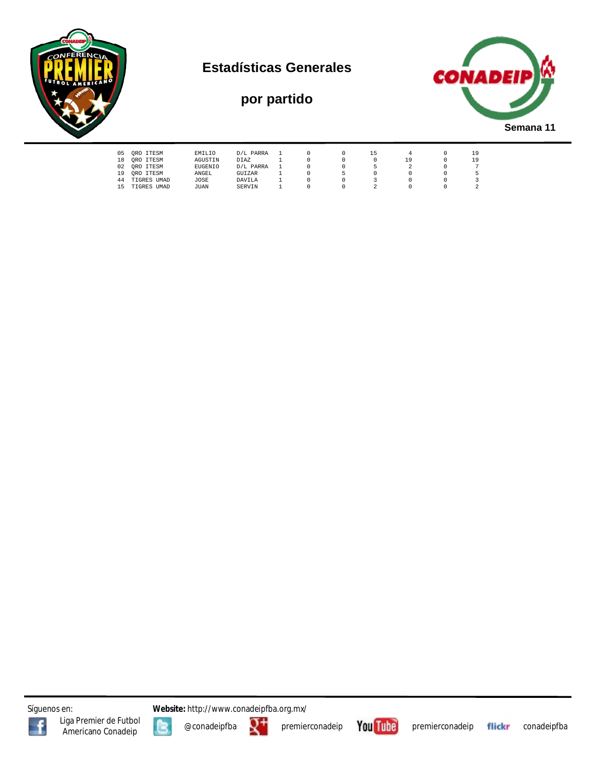# Estadísticas Generales

## por partido

Semana 11

| | | | | | | | | | | |
|---|---|---|---|---|---|---|---|---|---|---|
| 05 | QRO ITESM | EMILIO | D/L PARRA | 1 | 0 | 0 | 15 | 4 | 0 | 19 |
| 18 | QRO ITESM | AGUSTIN | DIAZ | 1 | 0 | 0 | 0 | 19 | 0 | 19 |
| 02 | QRO ITESM | EUGENIO | D/L PARRA | 1 | 0 | 0 | 5 | 2 | 0 | 7 |
| 19 | QRO ITESM | ANGEL | GUIZAR | 1 | 0 | 5 | 0 | 0 | 0 | 5 |
| 44 | TIGRES UMAD | JOSE | DAVILA | 1 | 0 | 0 | 3 | 0 | 0 | 3 |
| 15 | TIGRES UMAD | JUAN | SERVIN | 1 | 0 | 0 | 2 | 0 | 0 | 2 |

Síguenos en: Liga Premier de Futbol Americano Conadeip

**Website:** http://www.conadeipfba.org.mx/

@conadeipfba premierconadeip premierconadeip conadeipfba